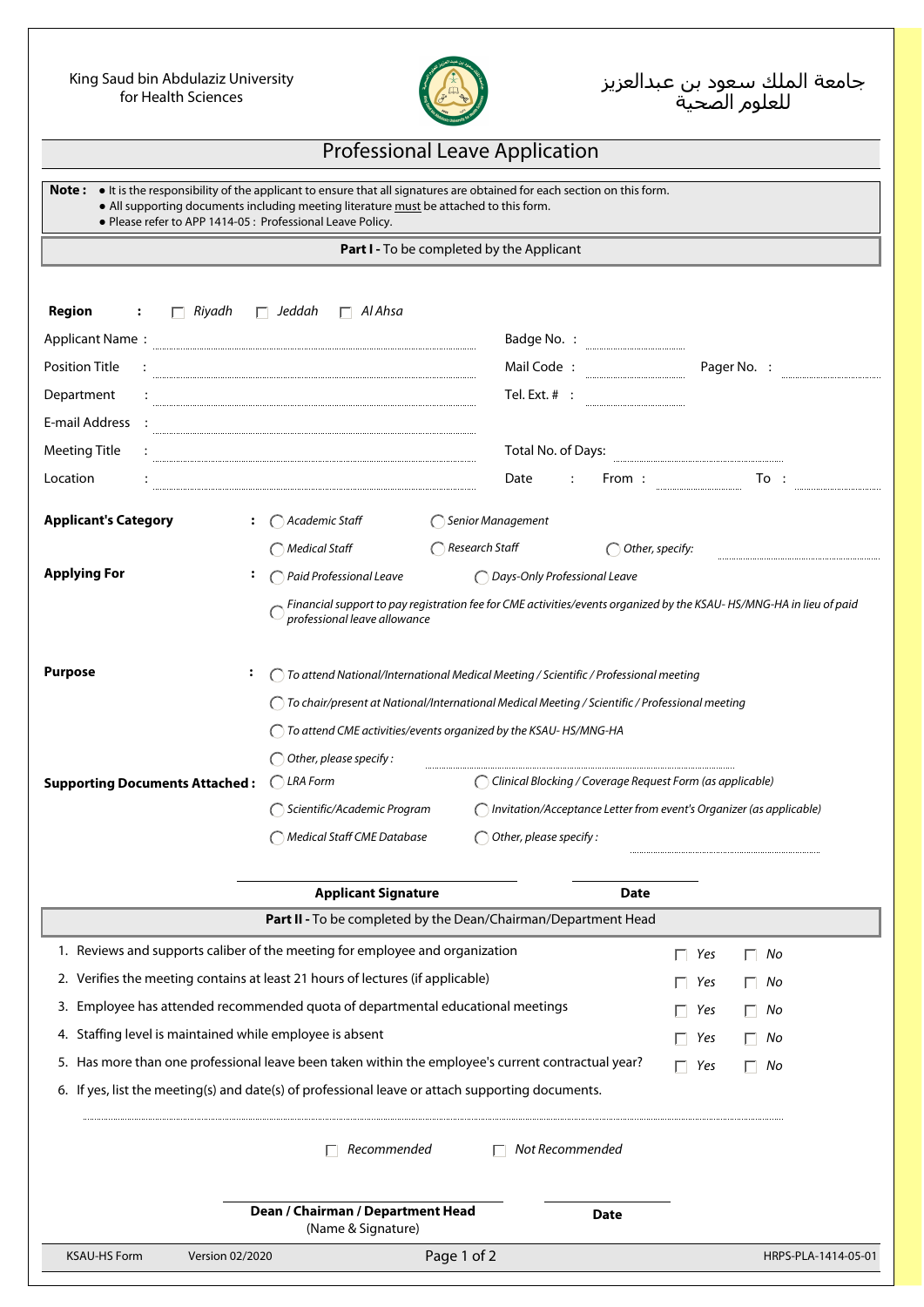King Saud bin Abdulaziz University for Health Sciences

جامعة الملك سعود بن عبدالعزيز للعلوم الصحية

# Professional Leave Application

**Note :**
- It is the responsibility of the applicant to ensure that all signatures are obtained for each section on this form.
- All supporting documents including meeting literature must be attached to this form.
- Please refer to APP 1414-05 : Professional Leave Policy.

## **Part I -** To be completed by the Applicant

**Region** : ☐ *Riyadh* ☐ *Jeddah* ☐ *Al Ahsa*

Applicant Name : .................................... Badge No. : ....................

Position Title : .................................... Mail Code : .................... Pager No. : ....................

Department : .................................... Tel. Ext. # : ....................

E-mail Address : ....................................

Meeting Title : .................................... Total No. of Days: ....................

Location : .................................... Date : From : .................... To : ....................

**Applicant's Category** :
- ◯ *Academic Staff*
- ◯ *Senior Management*
- ◯ *Medical Staff*
- ◯ *Research Staff*
- ◯ *Other, specify:* ....................

**Applying For** :
- ◯ *Paid Professional Leave*
- ◯ *Days-Only Professional Leave*
- ◯ *Financial support to pay registration fee for CME activities/events organized by the KSAU- HS/MNG-HA in lieu of paid professional leave allowance*

**Purpose** :
- ◯ *To attend National/International Medical Meeting / Scientific / Professional meeting*
- ◯ *To chair/present at National/International Medical Meeting / Scientific / Professional meeting*
- ◯ *To attend CME activities/events organized by the KSAU- HS/MNG-HA*
- ◯ *Other, please specify :* ....................

**Supporting Documents Attached :**
- ◯ *LRA Form*
- ◯ *Clinical Blocking / Coverage Request Form (as applicable)*
- ◯ *Scientific/Academic Program*
- ◯ *Invitation/Acceptance Letter from event's Organizer (as applicable)*
- ◯ *Medical Staff CME Database*
- ◯ *Other, please specify :* ....................

____________________ ____________________
**Applicant Signature** **Date**

## **Part II -** To be completed by the Dean/Chairman/Department Head

| | | |
|---|---|---|
| 1. Reviews and supports caliber of the meeting for employee and organization | ☐ *Yes* | ☐ *No* |
| 2. Verifies the meeting contains at least 21 hours of lectures (if applicable) | ☐ *Yes* | ☐ *No* |
| 3. Employee has attended recommended quota of departmental educational meetings | ☐ *Yes* | ☐ *No* |
| 4. Staffing level is maintained while employee is absent | ☐ *Yes* | ☐ *No* |
| 5. Has more than one professional leave been taken within the employee's current contractual year? | ☐ *Yes* | ☐ *No* |

6. If yes, list the meeting(s) and date(s) of professional leave or attach supporting documents.

........................................................................................................

☐ *Recommended* ☐ *Not Recommended*

____________________ ____________________
**Dean / Chairman / Department Head** (Name & Signature) **Date**

KSAU-HS Form Version 02/2020 HRPS-PLA-1414-05-01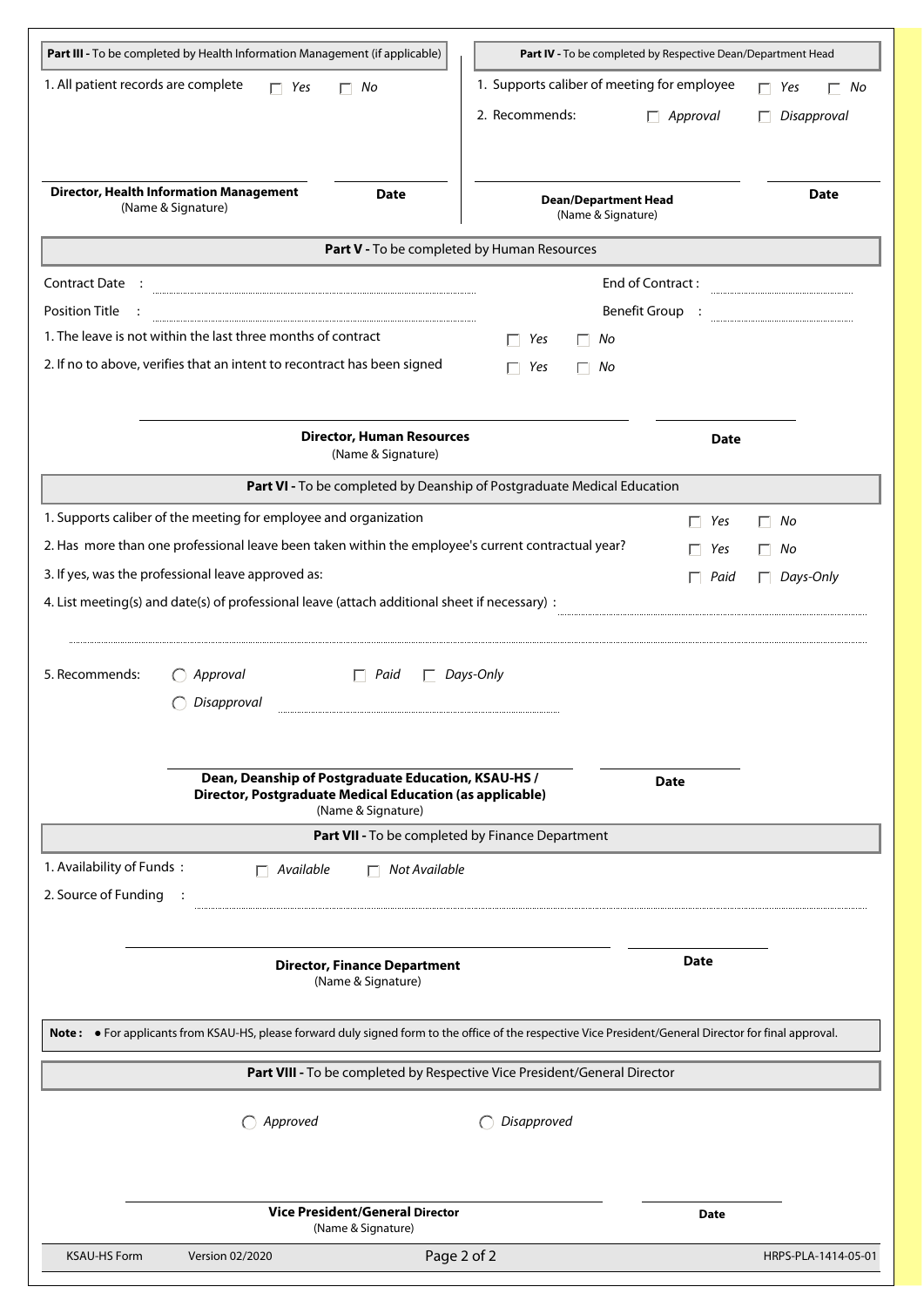**Part III -** To be completed by Health Information Management (if applicable)

1. All patient records are complete ☐ *Yes* ☐ *No*

**Director, Health Information Management** (Name & Signature) — **Date**

**Part IV -** To be completed by Respective Dean/Department Head

1. Supports caliber of meeting for employee ☐ *Yes* ☐ *No*
2. Recommends: ☐ *Approval* ☐ *Disapproval*

**Dean/Department Head** (Name & Signature) — **Date**

**Part V -** To be completed by Human Resources

Contract Date : ………………… End of Contract : …………………

Position Title : ………………… Benefit Group : …………………

1. The leave is not within the last three months of contract ☐ *Yes* ☐ *No*
2. If no to above, verifies that an intent to recontract has been signed ☐ *Yes* ☐ *No*

**Director, Human Resources** (Name & Signature) — **Date**

**Part VI -** To be completed by Deanship of Postgraduate Medical Education

1. Supports caliber of the meeting for employee and organization ☐ *Yes* ☐ *No*
2. Has more than one professional leave been taken within the employee's current contractual year? ☐ *Yes* ☐ *No*
3. If yes, was the professional leave approved as: ☐ *Paid* ☐ *Days-Only*
4. List meeting(s) and date(s) of professional leave (attach additional sheet if necessary) : …………………
5. Recommends: ◯ *Approval* ☐ *Paid* ☐ *Days-Only*
   ◯ *Disapproval* …………………

**Dean, Deanship of Postgraduate Education, KSAU-HS / Director, Postgraduate Medical Education (as applicable)** (Name & Signature) — **Date**

**Part VII -** To be completed by Finance Department

1. Availability of Funds : ☐ *Available* ☐ *Not Available*
2. Source of Funding : …………………

**Director, Finance Department** (Name & Signature) — **Date**

**Note :** • For applicants from KSAU-HS, please forward duly signed form to the office of the respective Vice President/General Director for final approval.

**Part VIII -** To be completed by Respective Vice President/General Director

◯ *Approved* ◯ *Disapproved*

**Vice President/General Director** (Name & Signature) — **Date**

KSAU-HS Form Version 02/2020 HRPS-PLA-1414-05-01